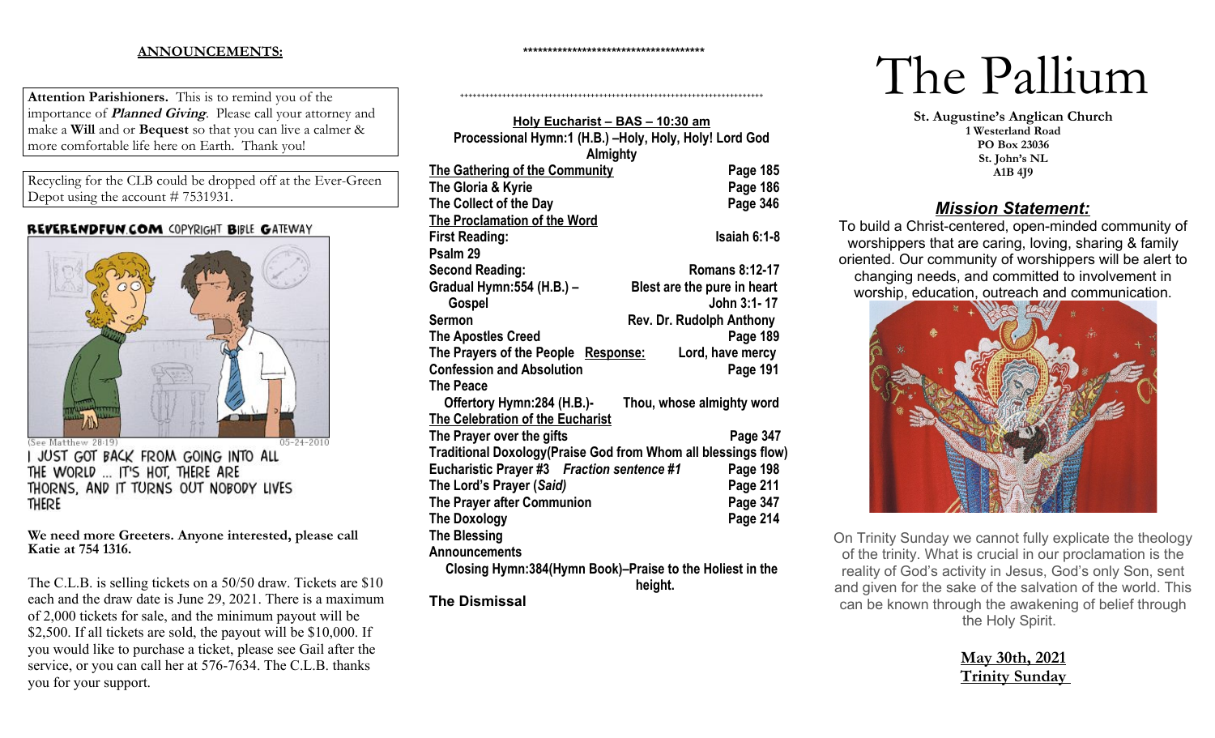**ANNOUNCEMENTS:**

**Attention Parishioners.** This is to remind you of the importance of ***Planned Giving***. Please call your attorney and make a **Will** and or **Bequest** so that you can live a calmer & more comfortable life here on Earth. Thank you!

Recycling for the CLB could be dropped off at the Ever-Green Depot using the account # 7531931.

REVERENDFUN.COM COPYRIGHT BIBLE GATEWAY

(See Matthew 28:19) 05-24-2010

I JUST GOT BACK FROM GOING INTO ALL THE WORLD ... IT'S HOT, THERE ARE THORNS, AND IT TURNS OUT NOBODY LIVES THERE

**We need more Greeters. Anyone interested, please call Katie at 754 1316.**

The C.L.B. is selling tickets on a 50/50 draw. Tickets are $10 each and the draw date is June 29, 2021. There is a maximum of 2,000 tickets for sale, and the minimum payout will be $2,500. If all tickets are sold, the payout will be $10,000. If you would like to purchase a ticket, please see Gail after the service, or you can call her at 576-7634. The C.L.B. thanks you for your support.

**************************************

++++++++++++++++++++++++++++++++++++++++++++++++++++++++++++++++++++++++

**Holy Eucharist – BAS – 10:30 am**

**Processional Hymn:1 (H.B.) –Holy, Holy, Holy! Lord God Almighty**

| | |
|---|---|
| **The Gathering of the Community** | **Page 185** |
| **The Gloria & Kyrie** | **Page 186** |
| **The Collect of the Day** | **Page 346** |
| **The Proclamation of the Word** | |
| **First Reading:** | **Isaiah 6:1-8** |
| **Psalm 29** | |
| **Second Reading:** | **Romans 8:12-17** |
| **Gradual Hymn:554 (H.B.) –** | **Blest are the pure in heart** |
| **Gospel** | **John 3:1- 17** |
| **Sermon** | **Rev. Dr. Rudolph Anthony** |
| **The Apostles Creed** | **Page 189** |
| **The Prayers of the People Response:** | **Lord, have mercy** |
| **Confession and Absolution** | **Page 191** |
| **The Peace** | |
| **Offertory Hymn:284 (H.B.)-** | **Thou, whose almighty word** |
| **The Celebration of the Eucharist** | |
| **The Prayer over the gifts** | **Page 347** |
| **Traditional Doxology(Praise God from Whom all blessings flow)** | |
| **Eucharistic Prayer #3 *Fraction sentence #1*** | **Page 198** |
| **The Lord's Prayer (*Said)*** | **Page 211** |
| **The Prayer after Communion** | **Page 347** |
| **The Doxology** | **Page 214** |
| **The Blessing** | |
| **Announcements** | |

**Closing Hymn:384(Hymn Book)–Praise to the Holiest in the height.**

**The Dismissal**

# The Pallium

**St. Augustine's Anglican Church**
**1 Westerland Road**
**PO Box 23036**
**St. John's NL**
**A1B 4J9**

## ***Mission Statement:***

To build a Christ-centered, open-minded community of worshippers that are caring, loving, sharing & family oriented. Our community of worshippers will be alert to changing needs, and committed to involvement in worship, education, outreach and communication.

On Trinity Sunday we cannot fully explicate the theology of the trinity. What is crucial in our proclamation is the reality of God's activity in Jesus, God's only Son, sent and given for the sake of the salvation of the world. This can be known through the awakening of belief through the Holy Spirit.

**May 30th, 2021**
**Trinity Sunday**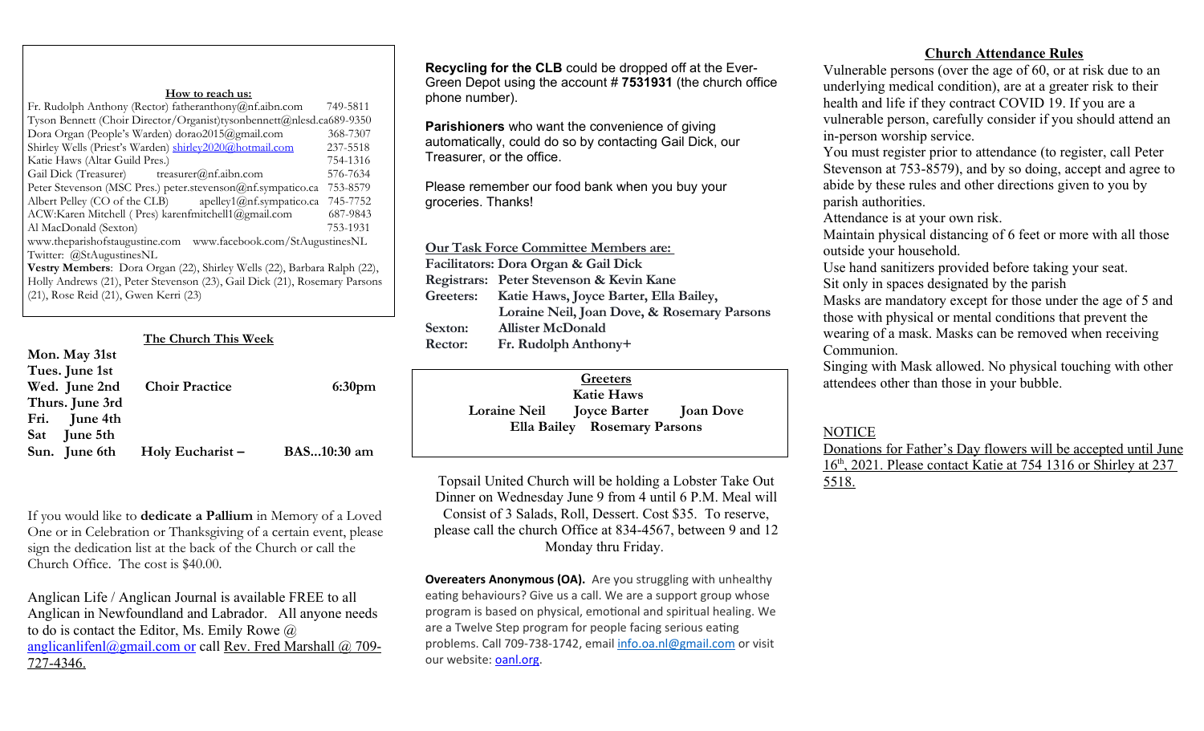### How to reach us:

| | |
|---|---|
| Fr. Rudolph Anthony (Rector) fatheranthony@nf.aibn.com | 749-5811 |
| Tyson Bennett (Choir Director/Organist)tysonbennett@nlesd.ca | 689-9350 |
| Dora Organ (People's Warden) dorao2015@gmail.com | 368-7307 |
| Shirley Wells (Priest's Warden) shirley2020@hotmail.com | 237-5518 |
| Katie Haws (Altar Guild Pres.) | 754-1316 |
| Gail Dick (Treasurer) treasurer@nf.aibn.com | 576-7634 |
| Peter Stevenson (MSC Pres.) peter.stevenson@nf.sympatico.ca | 753-8579 |
| Albert Pelley (CO of the CLB) apelley1@nf.sympatico.ca | 745-7752 |
| ACW:Karen Mitchell ( Pres) karenfmitchell1@gmail.com | 687-9843 |
| Al MacDonald (Sexton) | 753-1931 |

www.theparishofstaugustine.com www.facebook.com/StAugustinesNL

Twitter: @StAugustinesNL

**Vestry Members**: Dora Organ (22), Shirley Wells (22), Barbara Ralph (22), Holly Andrews (21), Peter Stevenson (23), Gail Dick (21), Rosemary Parsons (21), Rose Reid (21), Gwen Kerri (23)

### The Church This Week

| | | |
|---|---|---|
| **Mon. May 31st** | | |
| **Tues. June 1st** | | |
| **Wed. June 2nd** | **Choir Practice** | **6:30pm** |
| **Thurs. June 3rd** | | |
| **Fri. June 4th** | | |
| **Sat June 5th** | | |
| **Sun. June 6th** | **Holy Eucharist –** | **BAS...10:30 am** |

If you would like to **dedicate a Pallium** in Memory of a Loved One or in Celebration or Thanksgiving of a certain event, please sign the dedication list at the back of the Church or call the Church Office. The cost is $40.00.

Anglican Life / Anglican Journal is available FREE to all Anglican in Newfoundland and Labrador. All anyone needs to do is contact the Editor, Ms. Emily Rowe @ anglicanlifenl@gmail.com or call Rev. Fred Marshall @ 709-727-4346.

**Recycling for the CLB** could be dropped off at the Ever-Green Depot using the account # **7531931** (the church office phone number).

**Parishioners** who want the convenience of giving automatically, could do so by contacting Gail Dick, our Treasurer, or the office.

Please remember our food bank when you buy your groceries. Thanks!

**Our Task Force Committee Members are:**

**Facilitators: Dora Organ & Gail Dick**
**Registrars: Peter Stevenson & Kevin Kane**
**Greeters: Katie Haws, Joyce Barter, Ella Bailey, Loraine Neil, Joan Dove, & Rosemary Parsons**
**Sexton: Allister McDonald**
**Rector: Fr. Rudolph Anthony+**

**Greeters**

**Katie Haws**
**Loraine Neil Joyce Barter Joan Dove**
**Ella Bailey Rosemary Parsons**

Topsail United Church will be holding a Lobster Take Out Dinner on Wednesday June 9 from 4 until 6 P.M. Meal will Consist of 3 Salads, Roll, Dessert. Cost $35. To reserve, please call the church Office at 834-4567, between 9 and 12 Monday thru Friday.

**Overeaters Anonymous (OA).** Are you struggling with unhealthy eating behaviours? Give us a call. We are a support group whose program is based on physical, emotional and spiritual healing. We are a Twelve Step program for people facing serious eating problems. Call 709-738-1742, email info.oa.nl@gmail.com or visit our website: oanl.org.

### Church Attendance Rules

Vulnerable persons (over the age of 60, or at risk due to an underlying medical condition), are at a greater risk to their health and life if they contract COVID 19. If you are a vulnerable person, carefully consider if you should attend an in-person worship service.

You must register prior to attendance (to register, call Peter Stevenson at 753-8579), and by so doing, accept and agree to abide by these rules and other directions given to you by parish authorities.

Attendance is at your own risk.

Maintain physical distancing of 6 feet or more with all those outside your household.

Use hand sanitizers provided before taking your seat.

Sit only in spaces designated by the parish

Masks are mandatory except for those under the age of 5 and those with physical or mental conditions that prevent the wearing of a mask. Masks can be removed when receiving Communion.

Singing with Mask allowed. No physical touching with other attendees other than those in your bubble.

NOTICE

Donations for Father's Day flowers will be accepted until June 16th, 2021. Please contact Katie at 754 1316 or Shirley at 237 5518.